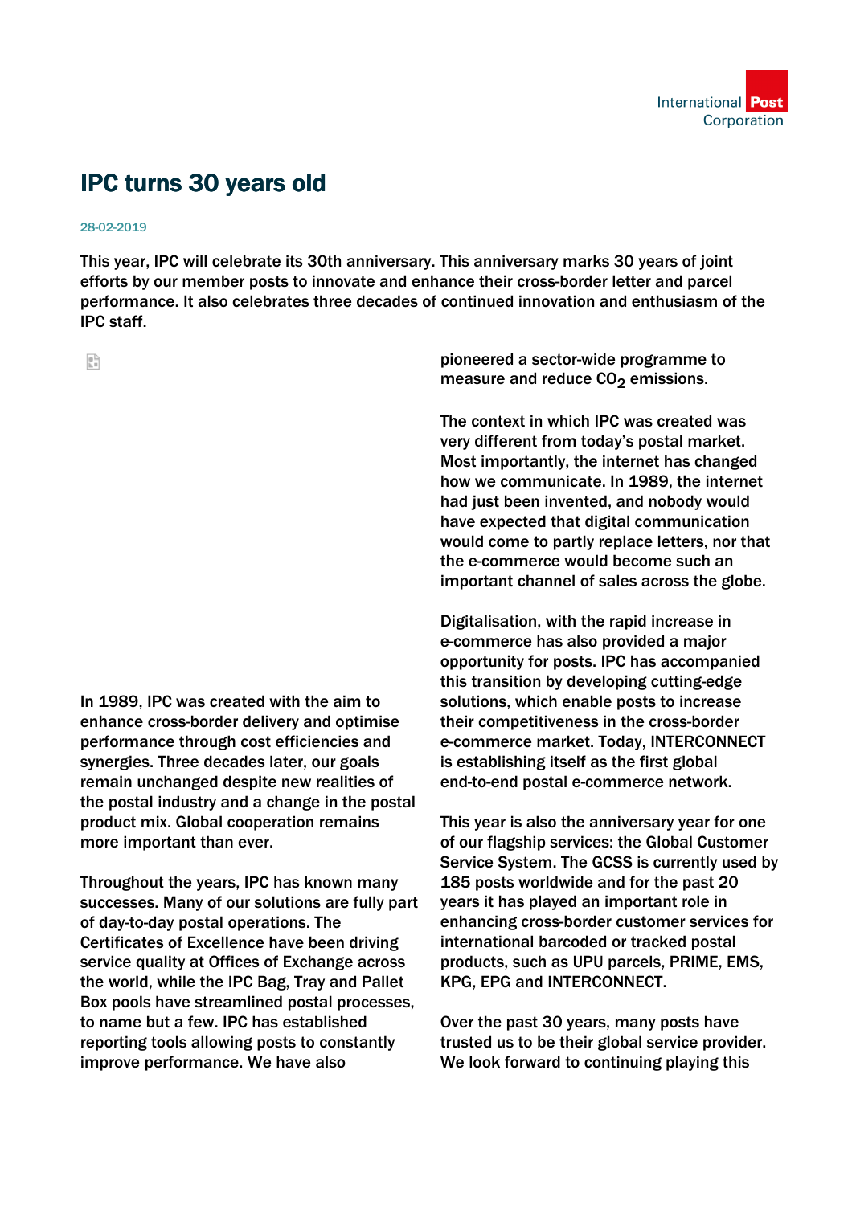# IPC turns 30 years old

28-02-2019

**This year, IPC will celebrate its 30th anniversary. This anniversary marks 30 years of joint efforts by our member posts to innovate and enhance their cross-border letter and parcel performance. It also celebrates three decades of continued innovation and enthusiasm of the IPC staff.**

In 1989, IPC was created with the aim to enhance cross-border delivery and optimise performance through cost efficiencies and synergies. Three decades later, our goals remain unchanged despite new realities of the postal industry and a change in the postal product mix. Global cooperation remains more important than ever.

Throughout the years, IPC has known many successes. Many of our solutions are fully part of day-to-day postal operations. The Certificates of Excellence have been driving service quality at Offices of Exchange across the world, while the IPC Bag, Tray and Pallet Box pools have streamlined postal processes, to name but a few. IPC has established reporting tools allowing posts to constantly improve performance. We have also pioneered a sector-wide programme to measure and reduce $CO_2$ emissions.

The context in which IPC was created was very different from today's postal market. Most importantly, the internet has changed how we communicate. In 1989, the internet had just been invented, and nobody would have expected that digital communication would come to partly replace letters, nor that the e-commerce would become such an important channel of sales across the globe.

Digitalisation, with the rapid increase in e-commerce has also provided a major opportunity for posts. IPC has accompanied this transition by developing cutting-edge solutions, which enable posts to increase their competitiveness in the cross-border e-commerce market. Today, INTERCONNECT is establishing itself as the first global end-to-end postal e-commerce network.

This year is also the anniversary year for one of our flagship services: the Global Customer Service System. The GCSS is currently used by 185 posts worldwide and for the past 20 years it has played an important role in enhancing cross-border customer services for international barcoded or tracked postal products, such as UPU parcels, PRIME, EMS, KPG, EPG and INTERCONNECT.

Over the past 30 years, many posts have trusted us to be their global service provider. We look forward to continuing playing this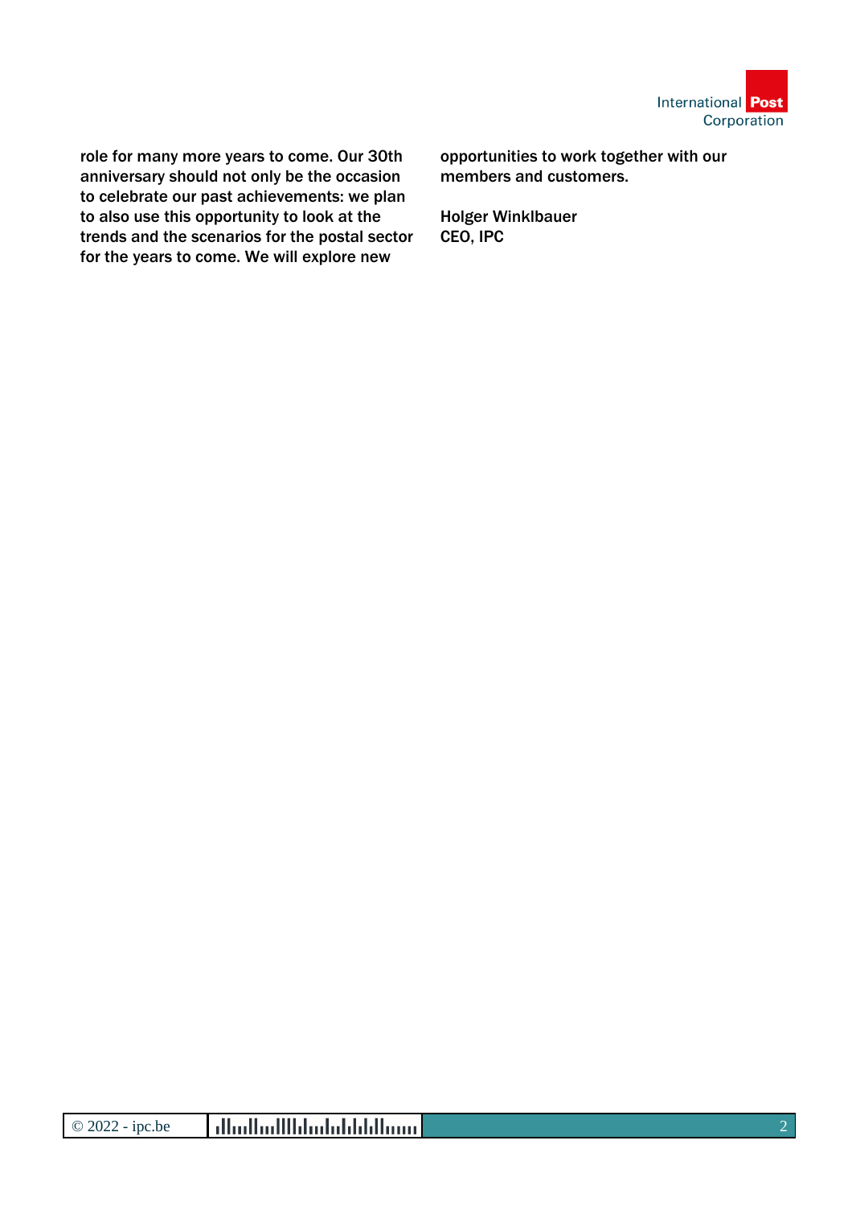role for many more years to come. Our 30th anniversary should not only be the occasion to celebrate our past achievements: we plan to also use this opportunity to look at the trends and the scenarios for the postal sector for the years to come. We will explore new opportunities to work together with our members and customers.

Holger Winklbauer
CEO, IPC